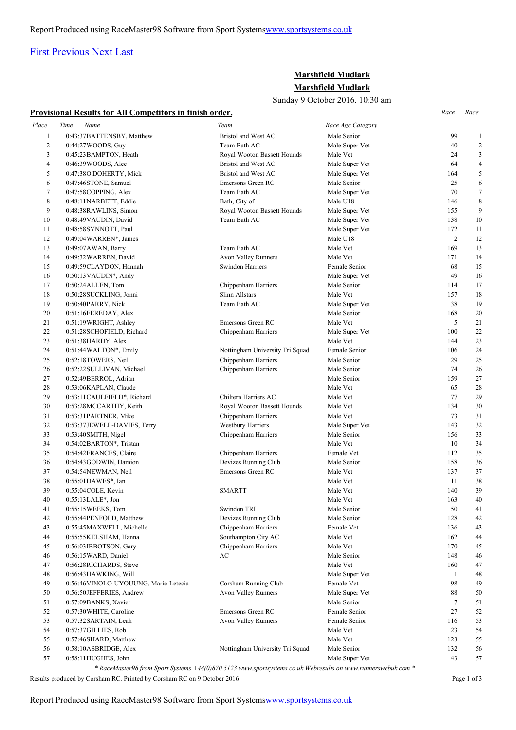First Previous Next Last

## Marshfield Mudlark

## Marshfield Mudlark

Sunday 9 October 2016. 10:30 am

### Provisional Results for All Competitors in finish order.

| Place | Time | Name | Team | Race Age Category | Race | Race |
|---|---|---|---|---|---|---|
| 1 | 0:43:37 | BATTENSBY, Matthew | Bristol and West AC | Male Senior | 99 | 1 |
| 2 | 0:44:27 | WOODS, Guy | Team Bath AC | Male Super Vet | 40 | 2 |
| 3 | 0:45:23 | BAMPTON, Heath | Royal Wooton Bassett Hounds | Male Vet | 24 | 3 |
| 4 | 0:46:39 | WOODS, Alec | Bristol and West AC | Male Super Vet | 64 | 4 |
| 5 | 0:47:38 | O'DOHERTY, Mick | Bristol and West AC | Male Super Vet | 164 | 5 |
| 6 | 0:47:46 | STONE, Samuel | Emersons Green RC | Male Senior | 25 | 6 |
| 7 | 0:47:58 | COPPING, Alex | Team Bath AC | Male Super Vet | 70 | 7 |
| 8 | 0:48:11 | NARBETT, Eddie | Bath, City of | Male U18 | 146 | 8 |
| 9 | 0:48:38 | RAWLINS, Simon | Royal Wooton Bassett Hounds | Male Super Vet | 155 | 9 |
| 10 | 0:48:49 | VAUDIN, David | Team Bath AC | Male Super Vet | 138 | 10 |
| 11 | 0:48:58 | SYNNOTT, Paul | | Male Super Vet | 172 | 11 |
| 12 | 0:49:04 | WARREN*, James | | Male U18 | 2 | 12 |
| 13 | 0:49:07 | AWAN, Barry | Team Bath AC | Male Vet | 169 | 13 |
| 14 | 0:49:32 | WARREN, David | Avon Valley Runners | Male Vet | 171 | 14 |
| 15 | 0:49:59 | CLAYDON, Hannah | Swindon Harriers | Female Senior | 68 | 15 |
| 16 | 0:50:13 | VAUDIN*, Andy | | Male Super Vet | 49 | 16 |
| 17 | 0:50:24 | ALLEN, Tom | Chippenham Harriers | Male Senior | 114 | 17 |
| 18 | 0:50:28 | SUCKLING, Jonni | Slinn Allstars | Male Vet | 157 | 18 |
| 19 | 0:50:40 | PARRY, Nick | Team Bath AC | Male Super Vet | 38 | 19 |
| 20 | 0:51:16 | FEREDAY, Alex | | Male Senior | 168 | 20 |
| 21 | 0:51:19 | WRIGHT, Ashley | Emersons Green RC | Male Vet | 5 | 21 |
| 22 | 0:51:28 | SCHOFIELD, Richard | Chippenham Harriers | Male Super Vet | 100 | 22 |
| 23 | 0:51:38 | HARDY, Alex | | Male Vet | 144 | 23 |
| 24 | 0:51:44 | WALTON*, Emily | Nottingham University Tri Squad | Female Senior | 106 | 24 |
| 25 | 0:52:18 | TOWERS, Neil | Chippenham Harriers | Male Senior | 29 | 25 |
| 26 | 0:52:22 | SULLIVAN, Michael | Chippenham Harriers | Male Senior | 74 | 26 |
| 27 | 0:52:49 | BERROL, Adrian | | Male Senior | 159 | 27 |
| 28 | 0:53:06 | KAPLAN, Claude | | Male Vet | 65 | 28 |
| 29 | 0:53:11 | CAULFIELD*, Richard | Chiltern Harriers AC | Male Vet | 77 | 29 |
| 30 | 0:53:28 | MCCARTHY, Keith | Royal Wooton Bassett Hounds | Male Vet | 134 | 30 |
| 31 | 0:53:31 | PARTNER, Mike | Chippenham Harriers | Male Vet | 73 | 31 |
| 32 | 0:53:37 | JEWELL-DAVIES, Terry | Westbury Harriers | Male Super Vet | 143 | 32 |
| 33 | 0:53:40 | SMITH, Nigel | Chippenham Harriers | Male Senior | 156 | 33 |
| 34 | 0:54:02 | BARTON*, Tristan | | Male Vet | 10 | 34 |
| 35 | 0:54:42 | FRANCES, Claire | Chippenham Harriers | Female Vet | 112 | 35 |
| 36 | 0:54:43 | GODWIN, Damion | Devizes Running Club | Male Senior | 158 | 36 |
| 37 | 0:54:54 | NEWMAN, Neil | Emersons Green RC | Male Vet | 137 | 37 |
| 38 | 0:55:01 | DAWES*, Ian | | Male Vet | 11 | 38 |
| 39 | 0:55:04 | COLE, Kevin | SMARTT | Male Vet | 140 | 39 |
| 40 | 0:55:13 | LALE*, Jon | | Male Vet | 163 | 40 |
| 41 | 0:55:15 | WEEKS, Tom | Swindon TRI | Male Senior | 50 | 41 |
| 42 | 0:55:44 | PENFOLD, Matthew | Devizes Running Club | Male Senior | 128 | 42 |
| 43 | 0:55:45 | MAXWELL, Michelle | Chippenham Harriers | Female Vet | 136 | 43 |
| 44 | 0:55:55 | KELSHAM, Hanna | Southampton City AC | Male Vet | 162 | 44 |
| 45 | 0:56:03 | IBBOTSON, Gary | Chippenham Harriers | Male Vet | 170 | 45 |
| 46 | 0:56:15 | WARD, Daniel | AC | Male Senior | 148 | 46 |
| 47 | 0:56:28 | RICHARDS, Steve | | Male Vet | 160 | 47 |
| 48 | 0:56:43 | HAWKING, Will | | Male Super Vet | 1 | 48 |
| 49 | 0:56:46 | VINOLO-UYOUUNG, Marie-Letecia | Corsham Running Club | Female Vet | 98 | 49 |
| 50 | 0:56:50 | JEFFERIES, Andrew | Avon Valley Runners | Male Super Vet | 88 | 50 |
| 51 | 0:57:09 | BANKS, Xavier | | Male Senior | 7 | 51 |
| 52 | 0:57:30 | WHITE, Caroline | Emersons Green RC | Female Senior | 27 | 52 |
| 53 | 0:57:32 | SARTAIN, Leah | Avon Valley Runners | Female Senior | 116 | 53 |
| 54 | 0:57:37 | GILLIES, Rob | | Male Vet | 23 | 54 |
| 55 | 0:57:46 | SHARD, Matthew | | Male Vet | 123 | 55 |
| 56 | 0:58:10 | ASBRIDGE, Alex | Nottingham University Tri Squad | Male Senior | 132 | 56 |
| 57 | 0:58:11 | HUGHES, John | | Male Super Vet | 43 | 57 |

*\* RaceMaster98 from Sport Systems +44(0)870 5123 www.sportsystems.co.uk Webresults on www.runnerswebuk.com \**

Results produced by Corsham RC. Printed by Corsham RC on 9 October 2016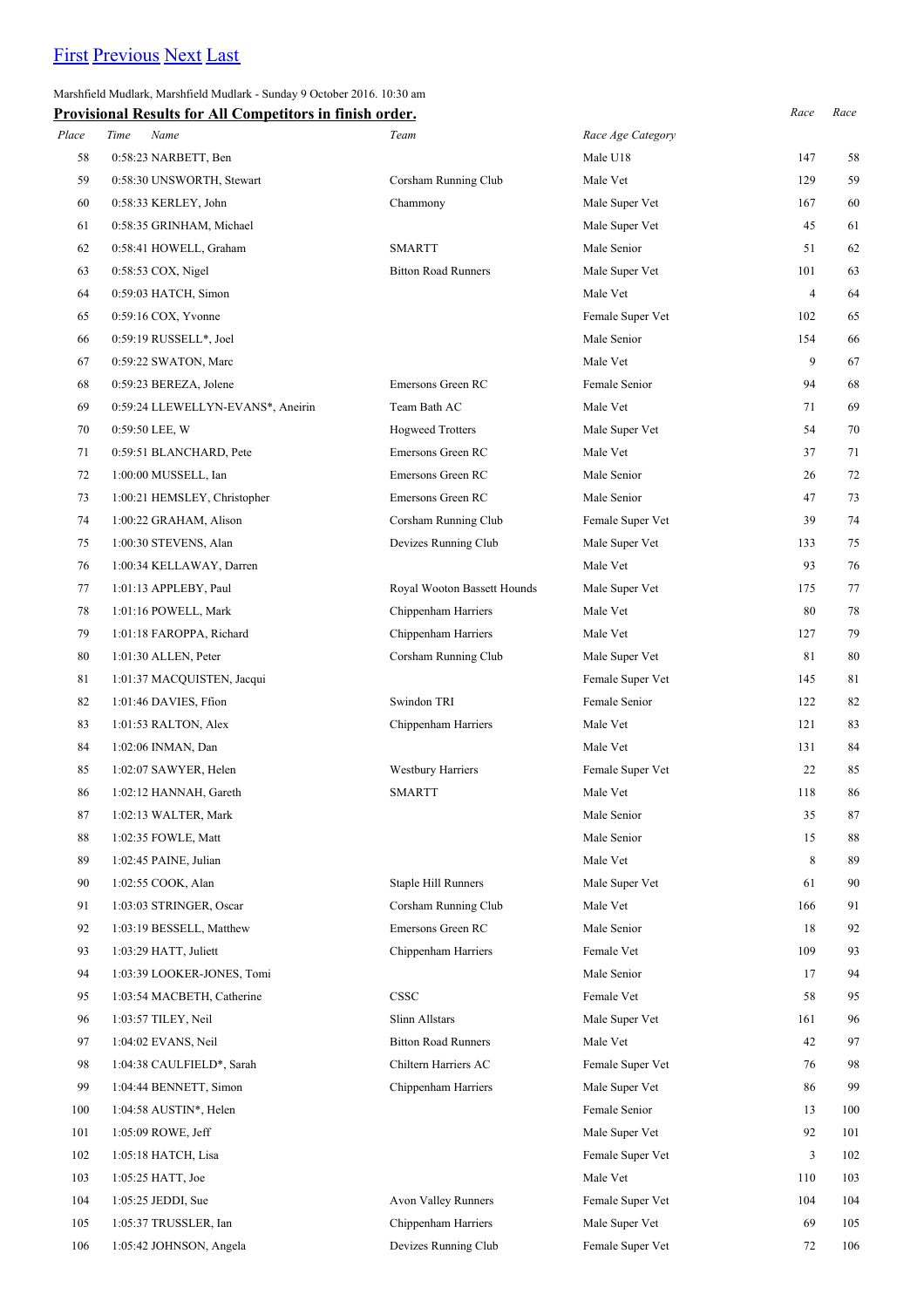[First](#) [Previous](#) [Next](#) [Last](#)

Marshfield Mudlark, Marshfield Mudlark - Sunday 9 October 2016. 10:30 am

**Provisional Results for All Competitors in finish order.**

| Place | Time Name | Team | Race Age Category | Race | Race |
|---|---|---|---|---|---|
| 58 | 0:58:23 NARBETT, Ben | | Male U18 | 147 | 58 |
| 59 | 0:58:30 UNSWORTH, Stewart | Corsham Running Club | Male Vet | 129 | 59 |
| 60 | 0:58:33 KERLEY, John | Chammony | Male Super Vet | 167 | 60 |
| 61 | 0:58:35 GRINHAM, Michael | | Male Super Vet | 45 | 61 |
| 62 | 0:58:41 HOWELL, Graham | SMARTT | Male Senior | 51 | 62 |
| 63 | 0:58:53 COX, Nigel | Bitton Road Runners | Male Super Vet | 101 | 63 |
| 64 | 0:59:03 HATCH, Simon | | Male Vet | 4 | 64 |
| 65 | 0:59:16 COX, Yvonne | | Female Super Vet | 102 | 65 |
| 66 | 0:59:19 RUSSELL*, Joel | | Male Senior | 154 | 66 |
| 67 | 0:59:22 SWATON, Marc | | Male Vet | 9 | 67 |
| 68 | 0:59:23 BEREZA, Jolene | Emersons Green RC | Female Senior | 94 | 68 |
| 69 | 0:59:24 LLEWELLYN-EVANS*, Aneirin | Team Bath AC | Male Vet | 71 | 69 |
| 70 | 0:59:50 LEE, W | Hogweed Trotters | Male Super Vet | 54 | 70 |
| 71 | 0:59:51 BLANCHARD, Pete | Emersons Green RC | Male Vet | 37 | 71 |
| 72 | 1:00:00 MUSSELL, Ian | Emersons Green RC | Male Senior | 26 | 72 |
| 73 | 1:00:21 HEMSLEY, Christopher | Emersons Green RC | Male Senior | 47 | 73 |
| 74 | 1:00:22 GRAHAM, Alison | Corsham Running Club | Female Super Vet | 39 | 74 |
| 75 | 1:00:30 STEVENS, Alan | Devizes Running Club | Male Super Vet | 133 | 75 |
| 76 | 1:00:34 KELLAWAY, Darren | | Male Vet | 93 | 76 |
| 77 | 1:01:13 APPLEBY, Paul | Royal Wooton Bassett Hounds | Male Super Vet | 175 | 77 |
| 78 | 1:01:16 POWELL, Mark | Chippenham Harriers | Male Vet | 80 | 78 |
| 79 | 1:01:18 FAROPPA, Richard | Chippenham Harriers | Male Vet | 127 | 79 |
| 80 | 1:01:30 ALLEN, Peter | Corsham Running Club | Male Super Vet | 81 | 80 |
| 81 | 1:01:37 MACQUISTEN, Jacqui | | Female Super Vet | 145 | 81 |
| 82 | 1:01:46 DAVIES, Ffion | Swindon TRI | Female Senior | 122 | 82 |
| 83 | 1:01:53 RALTON, Alex | Chippenham Harriers | Male Vet | 121 | 83 |
| 84 | 1:02:06 INMAN, Dan | | Male Vet | 131 | 84 |
| 85 | 1:02:07 SAWYER, Helen | Westbury Harriers | Female Super Vet | 22 | 85 |
| 86 | 1:02:12 HANNAH, Gareth | SMARTT | Male Vet | 118 | 86 |
| 87 | 1:02:13 WALTER, Mark | | Male Senior | 35 | 87 |
| 88 | 1:02:35 FOWLE, Matt | | Male Senior | 15 | 88 |
| 89 | 1:02:45 PAINE, Julian | | Male Vet | 8 | 89 |
| 90 | 1:02:55 COOK, Alan | Staple Hill Runners | Male Super Vet | 61 | 90 |
| 91 | 1:03:03 STRINGER, Oscar | Corsham Running Club | Male Vet | 166 | 91 |
| 92 | 1:03:19 BESSELL, Matthew | Emersons Green RC | Male Senior | 18 | 92 |
| 93 | 1:03:29 HATT, Juliett | Chippenham Harriers | Female Vet | 109 | 93 |
| 94 | 1:03:39 LOOKER-JONES, Tomi | | Male Senior | 17 | 94 |
| 95 | 1:03:54 MACBETH, Catherine | CSSC | Female Vet | 58 | 95 |
| 96 | 1:03:57 TILEY, Neil | Slinn Allstars | Male Super Vet | 161 | 96 |
| 97 | 1:04:02 EVANS, Neil | Bitton Road Runners | Male Vet | 42 | 97 |
| 98 | 1:04:38 CAULFIELD*, Sarah | Chiltern Harriers AC | Female Super Vet | 76 | 98 |
| 99 | 1:04:44 BENNETT, Simon | Chippenham Harriers | Male Super Vet | 86 | 99 |
| 100 | 1:04:58 AUSTIN*, Helen | | Female Senior | 13 | 100 |
| 101 | 1:05:09 ROWE, Jeff | | Male Super Vet | 92 | 101 |
| 102 | 1:05:18 HATCH, Lisa | | Female Super Vet | 3 | 102 |
| 103 | 1:05:25 HATT, Joe | | Male Vet | 110 | 103 |
| 104 | 1:05:25 JEDDI, Sue | Avon Valley Runners | Female Super Vet | 104 | 104 |
| 105 | 1:05:37 TRUSSLER, Ian | Chippenham Harriers | Male Super Vet | 69 | 105 |
| 106 | 1:05:42 JOHNSON, Angela | Devizes Running Club | Female Super Vet | 72 | 106 |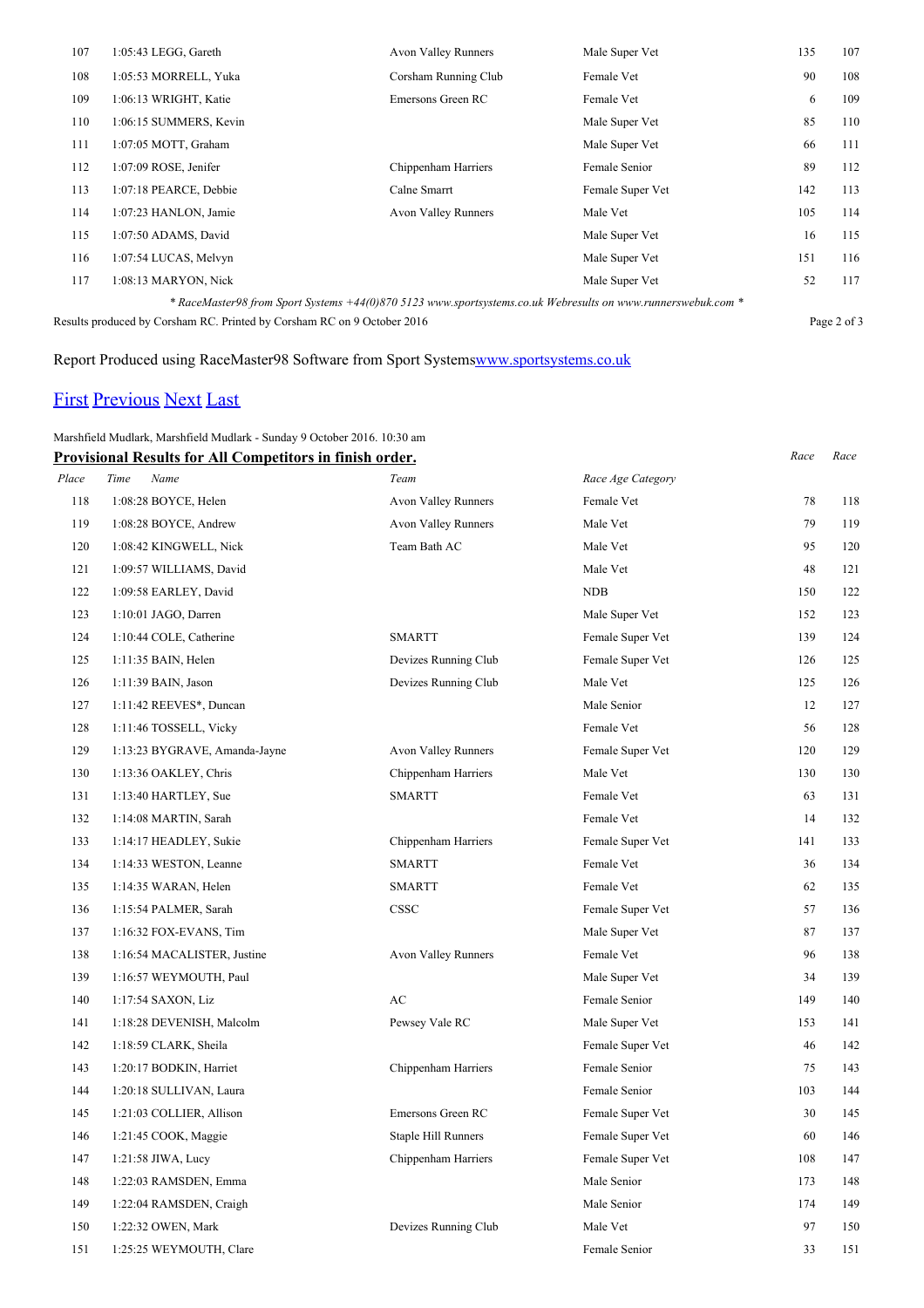| Place | Time Name | Team | Race Age Category | Race | Race |
|---|---|---|---|---|---|
| 107 | 1:05:43 LEGG, Gareth | Avon Valley Runners | Male Super Vet | 135 | 107 |
| 108 | 1:05:53 MORRELL, Yuka | Corsham Running Club | Female Vet | 90 | 108 |
| 109 | 1:06:13 WRIGHT, Katie | Emersons Green RC | Female Vet | 6 | 109 |
| 110 | 1:06:15 SUMMERS, Kevin | | Male Super Vet | 85 | 110 |
| 111 | 1:07:05 MOTT, Graham | | Male Super Vet | 66 | 111 |
| 112 | 1:07:09 ROSE, Jenifer | Chippenham Harriers | Female Senior | 89 | 112 |
| 113 | 1:07:18 PEARCE, Debbie | Calne Smarrt | Female Super Vet | 142 | 113 |
| 114 | 1:07:23 HANLON, Jamie | Avon Valley Runners | Male Vet | 105 | 114 |
| 115 | 1:07:50 ADAMS, David | | Male Super Vet | 16 | 115 |
| 116 | 1:07:54 LUCAS, Melvyn | | Male Super Vet | 151 | 116 |
| 117 | 1:08:13 MARYON, Nick | | Male Super Vet | 52 | 117 |

*\* RaceMaster98 from Sport Systems +44(0)870 5123 www.sportsystems.co.uk Webresults on www.runnerswebuk.com \**

Results produced by Corsham RC. Printed by Corsham RC on 9 October 2016

Report Produced using RaceMaster98 Software from Sport Systems[www.sportsystems.co.uk](http://www.sportsystems.co.uk)

[First](#) [Previous](#) [Next](#) [Last](#)

Marshfield Mudlark, Marshfield Mudlark - Sunday 9 October 2016. 10:30 am

**Provisional Results for All Competitors in finish order.**

| Place | Time Name | Team | Race Age Category | Race | Race |
|---|---|---|---|---|---|
| 118 | 1:08:28 BOYCE, Helen | Avon Valley Runners | Female Vet | 78 | 118 |
| 119 | 1:08:28 BOYCE, Andrew | Avon Valley Runners | Male Vet | 79 | 119 |
| 120 | 1:08:42 KINGWELL, Nick | Team Bath AC | Male Vet | 95 | 120 |
| 121 | 1:09:57 WILLIAMS, David | | Male Vet | 48 | 121 |
| 122 | 1:09:58 EARLEY, David | | NDB | 150 | 122 |
| 123 | 1:10:01 JAGO, Darren | | Male Super Vet | 152 | 123 |
| 124 | 1:10:44 COLE, Catherine | SMARTT | Female Super Vet | 139 | 124 |
| 125 | 1:11:35 BAIN, Helen | Devizes Running Club | Female Super Vet | 126 | 125 |
| 126 | 1:11:39 BAIN, Jason | Devizes Running Club | Male Vet | 125 | 126 |
| 127 | 1:11:42 REEVES*, Duncan | | Male Senior | 12 | 127 |
| 128 | 1:11:46 TOSSELL, Vicky | | Female Vet | 56 | 128 |
| 129 | 1:13:23 BYGRAVE, Amanda-Jayne | Avon Valley Runners | Female Super Vet | 120 | 129 |
| 130 | 1:13:36 OAKLEY, Chris | Chippenham Harriers | Male Vet | 130 | 130 |
| 131 | 1:13:40 HARTLEY, Sue | SMARTT | Female Vet | 63 | 131 |
| 132 | 1:14:08 MARTIN, Sarah | | Female Vet | 14 | 132 |
| 133 | 1:14:17 HEADLEY, Sukie | Chippenham Harriers | Female Super Vet | 141 | 133 |
| 134 | 1:14:33 WESTON, Leanne | SMARTT | Female Vet | 36 | 134 |
| 135 | 1:14:35 WARAN, Helen | SMARTT | Female Vet | 62 | 135 |
| 136 | 1:15:54 PALMER, Sarah | CSSC | Female Super Vet | 57 | 136 |
| 137 | 1:16:32 FOX-EVANS, Tim | | Male Super Vet | 87 | 137 |
| 138 | 1:16:54 MACALISTER, Justine | Avon Valley Runners | Female Vet | 96 | 138 |
| 139 | 1:16:57 WEYMOUTH, Paul | | Male Super Vet | 34 | 139 |
| 140 | 1:17:54 SAXON, Liz | AC | Female Senior | 149 | 140 |
| 141 | 1:18:28 DEVENISH, Malcolm | Pewsey Vale RC | Male Super Vet | 153 | 141 |
| 142 | 1:18:59 CLARK, Sheila | | Female Super Vet | 46 | 142 |
| 143 | 1:20:17 BODKIN, Harriet | Chippenham Harriers | Female Senior | 75 | 143 |
| 144 | 1:20:18 SULLIVAN, Laura | | Female Senior | 103 | 144 |
| 145 | 1:21:03 COLLIER, Allison | Emersons Green RC | Female Super Vet | 30 | 145 |
| 146 | 1:21:45 COOK, Maggie | Staple Hill Runners | Female Super Vet | 60 | 146 |
| 147 | 1:21:58 JIWA, Lucy | Chippenham Harriers | Female Super Vet | 108 | 147 |
| 148 | 1:22:03 RAMSDEN, Emma | | Male Senior | 173 | 148 |
| 149 | 1:22:04 RAMSDEN, Craigh | | Male Senior | 174 | 149 |
| 150 | 1:22:32 OWEN, Mark | Devizes Running Club | Male Vet | 97 | 150 |
| 151 | 1:25:25 WEYMOUTH, Clare | | Female Senior | 33 | 151 |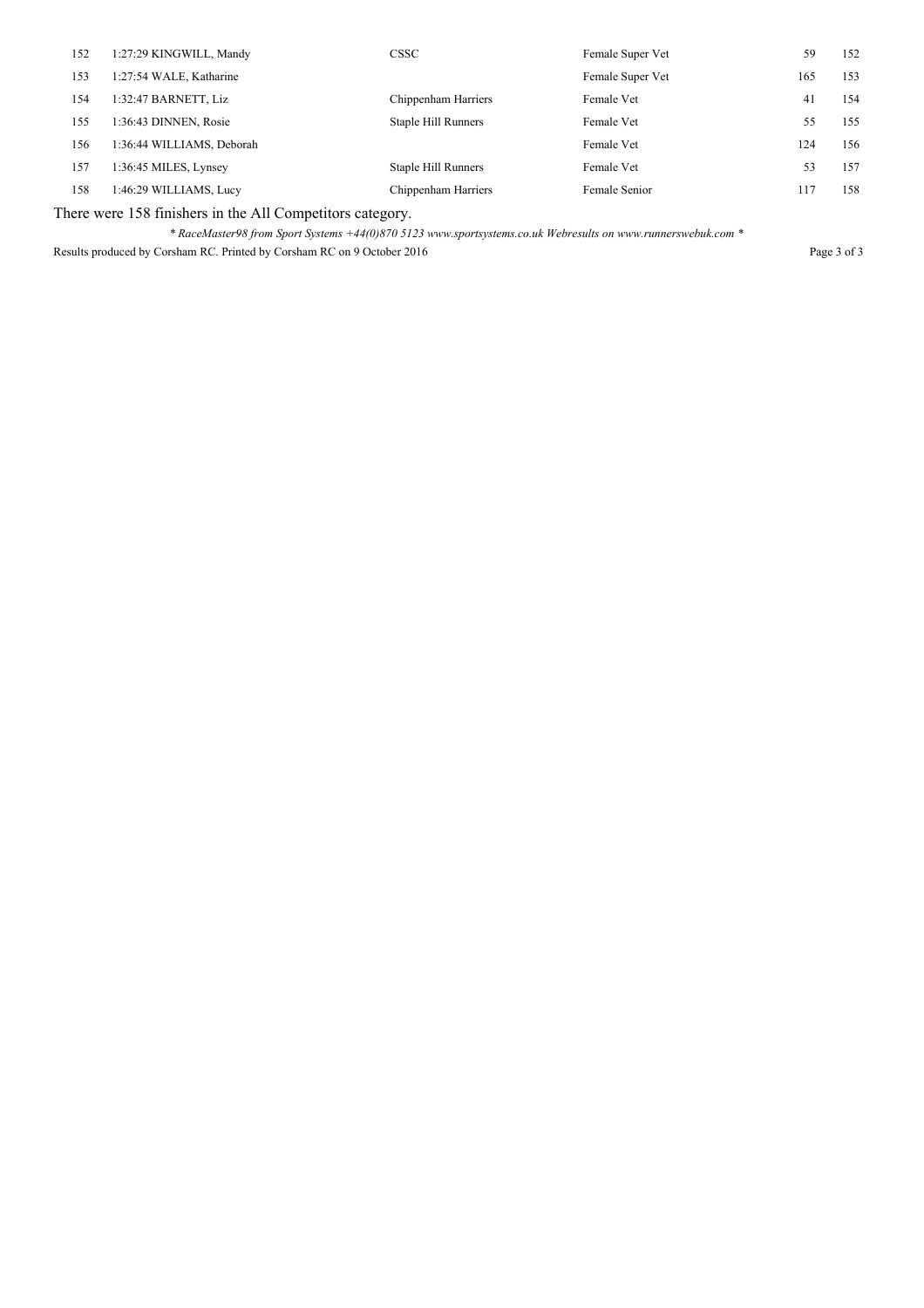| | | | | | | |
|---|---|---|---|---|---|---|
| 152 | 1:27:29 | KINGWILL, Mandy | CSSC | Female Super Vet | 59 | 152 |
| 153 | 1:27:54 | WALE, Katharine | | Female Super Vet | 165 | 153 |
| 154 | 1:32:47 | BARNETT, Liz | Chippenham Harriers | Female Vet | 41 | 154 |
| 155 | 1:36:43 | DINNEN, Rosie | Staple Hill Runners | Female Vet | 55 | 155 |
| 156 | 1:36:44 | WILLIAMS, Deborah | | Female Vet | 124 | 156 |
| 157 | 1:36:45 | MILES, Lynsey | Staple Hill Runners | Female Vet | 53 | 157 |
| 158 | 1:46:29 | WILLIAMS, Lucy | Chippenham Harriers | Female Senior | 117 | 158 |

There were 158 finishers in the All Competitors category.

*\* RaceMaster98 from Sport Systems +44(0)870 5123 www.sportsystems.co.uk Webresults on www.runnerswebuk.com \**

Results produced by Corsham RC. Printed by Corsham RC on 9 October 2016